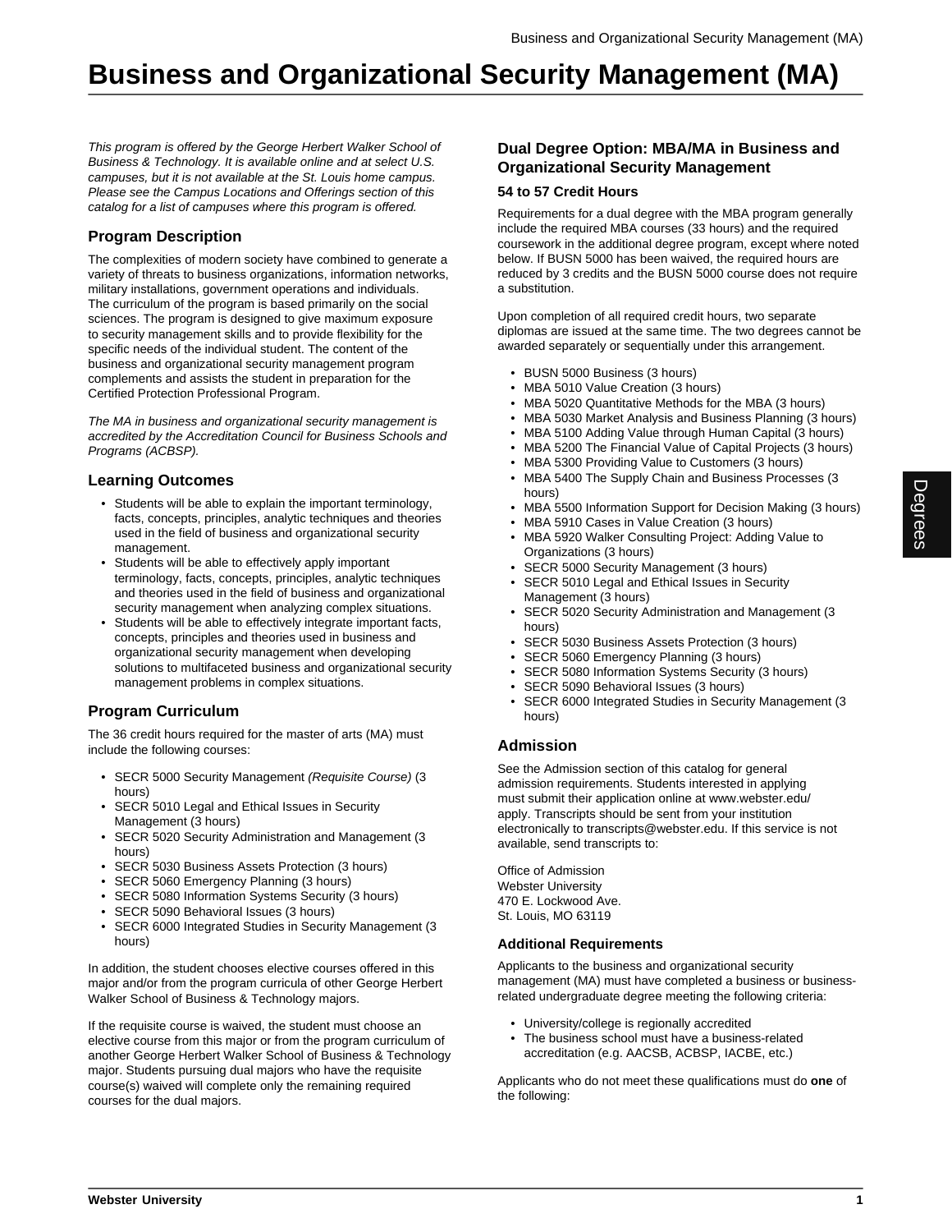# Business and Organizational Security Management (MA)

*This program is offered by the George Herbert Walker School of Business & Technology. It is available online and at select U.S. campuses, but it is not available at the St. Louis home campus. Please see the Campus Locations and Offerings section of this catalog for a list of campuses where this program is offered.*

## Program Description

The complexities of modern society have combined to generate a variety of threats to business organizations, information networks, military installations, government operations and individuals. The curriculum of the program is based primarily on the social sciences. The program is designed to give maximum exposure to security management skills and to provide flexibility for the specific needs of the individual student. The content of the business and organizational security management program complements and assists the student in preparation for the Certified Protection Professional Program.

*The MA in business and organizational security management is accredited by the Accreditation Council for Business Schools and Programs (ACBSP).*

## Learning Outcomes

- Students will be able to explain the important terminology, facts, concepts, principles, analytic techniques and theories used in the field of business and organizational security management.
- Students will be able to effectively apply important terminology, facts, concepts, principles, analytic techniques and theories used in the field of business and organizational security management when analyzing complex situations.
- Students will be able to effectively integrate important facts, concepts, principles and theories used in business and organizational security management when developing solutions to multifaceted business and organizational security management problems in complex situations.

## Program Curriculum

The 36 credit hours required for the master of arts (MA) must include the following courses:

- SECR 5000 Security Management *(Requisite Course)* (3 hours)
- SECR 5010 Legal and Ethical Issues in Security Management (3 hours)
- SECR 5020 Security Administration and Management (3 hours)
- SECR 5030 Business Assets Protection (3 hours)
- SECR 5060 Emergency Planning (3 hours)
- SECR 5080 Information Systems Security (3 hours)
- SECR 5090 Behavioral Issues (3 hours)
- SECR 6000 Integrated Studies in Security Management (3 hours)

In addition, the student chooses elective courses offered in this major and/or from the program curricula of other George Herbert Walker School of Business & Technology majors.

If the requisite course is waived, the student must choose an elective course from this major or from the program curriculum of another George Herbert Walker School of Business & Technology major. Students pursuing dual majors who have the requisite course(s) waived will complete only the remaining required courses for the dual majors.

## Dual Degree Option: MBA/MA in Business and Organizational Security Management

### 54 to 57 Credit Hours

Requirements for a dual degree with the MBA program generally include the required MBA courses (33 hours) and the required coursework in the additional degree program, except where noted below. If BUSN 5000 has been waived, the required hours are reduced by 3 credits and the BUSN 5000 course does not require a substitution.

Upon completion of all required credit hours, two separate diplomas are issued at the same time. The two degrees cannot be awarded separately or sequentially under this arrangement.

- BUSN 5000 Business (3 hours)
- MBA 5010 Value Creation (3 hours)
- MBA 5020 Quantitative Methods for the MBA (3 hours)
- MBA 5030 Market Analysis and Business Planning (3 hours)
- MBA 5100 Adding Value through Human Capital (3 hours)
- MBA 5200 The Financial Value of Capital Projects (3 hours)
- MBA 5300 Providing Value to Customers (3 hours)
- MBA 5400 The Supply Chain and Business Processes (3 hours)
- MBA 5500 Information Support for Decision Making (3 hours)
- MBA 5910 Cases in Value Creation (3 hours)
- MBA 5920 Walker Consulting Project: Adding Value to Organizations (3 hours)
- SECR 5000 Security Management (3 hours)
- SECR 5010 Legal and Ethical Issues in Security Management (3 hours)
- SECR 5020 Security Administration and Management (3 hours)
- SECR 5030 Business Assets Protection (3 hours)
- SECR 5060 Emergency Planning (3 hours)
- SECR 5080 Information Systems Security (3 hours)
- SECR 5090 Behavioral Issues (3 hours)
- SECR 6000 Integrated Studies in Security Management (3 hours)

## Admission

See the Admission section of this catalog for general admission requirements. Students interested in applying must submit their application online at www.webster.edu/apply. Transcripts should be sent from your institution electronically to transcripts@webster.edu. If this service is not available, send transcripts to:

Office of Admission
Webster University
470 E. Lockwood Ave.
St. Louis, MO 63119

### Additional Requirements

Applicants to the business and organizational security management (MA) must have completed a business or business-related undergraduate degree meeting the following criteria:

- University/college is regionally accredited
- The business school must have a business-related accreditation (e.g. AACSB, ACBSP, IACBE, etc.)

Applicants who do not meet these qualifications must do **one** of the following: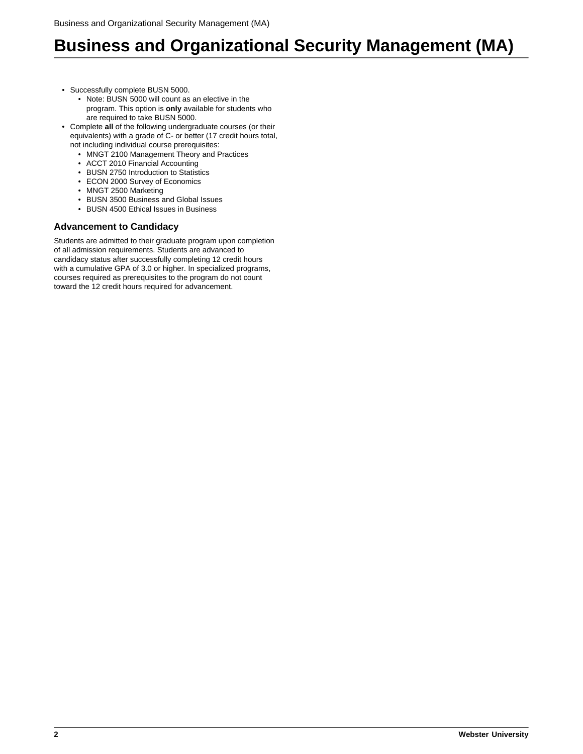# Business and Organizational Security Management (MA)

- Successfully complete BUSN 5000.
    - Note: BUSN 5000 will count as an elective in the program. This option is **only** available for students who are required to take BUSN 5000.
- Complete **all** of the following undergraduate courses (or their equivalents) with a grade of C- or better (17 credit hours total, not including individual course prerequisites:
    - MNGT 2100 Management Theory and Practices
    - ACCT 2010 Financial Accounting
    - BUSN 2750 Introduction to Statistics
    - ECON 2000 Survey of Economics
    - MNGT 2500 Marketing
    - BUSN 3500 Business and Global Issues
    - BUSN 4500 Ethical Issues in Business

### Advancement to Candidacy

Students are admitted to their graduate program upon completion of all admission requirements. Students are advanced to candidacy status after successfully completing 12 credit hours with a cumulative GPA of 3.0 or higher. In specialized programs, courses required as prerequisites to the program do not count toward the 12 credit hours required for advancement.